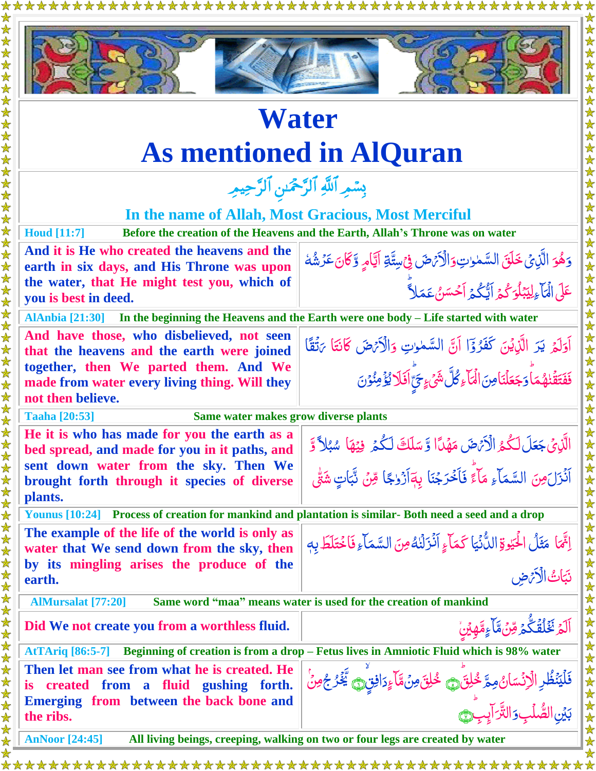# Water
# As mentioned in AlQuran

بِسۡمِ ٱللَّهِ ٱلرَّحۡمَٰنِ ٱلرَّحِيمِ

**In the name of Allah, Most Gracious, Most Merciful**

| English | Arabic |
|---|---|
| **Houd [11:7]** Before the creation of the Heavens and the Earth, Allah's Throne was on water | |
| And it is He who created the heavens and the earth in six days, and His Throne was upon the water, that He might test you, which of you is best in deed. | وَهُوَ الَّذِي خَلَقَ السَّمٰوٰتِ وَالْأَرْضَ فِي سِتَّةِ أَيَّامٍ وَّكَانَ عَرْشُهُ عَلَى الْمَآءِ لِيَبْلُوَكُمْ أَيُّكُمْ أَحْسَنُ عَمَلًا |
| **AlAnbia [21:30]** In the beginning the Heavens and the Earth were one body – Life started with water | |
| And have those, who disbelieved, not seen that the heavens and the earth were joined together, then We parted them. And We made from water every living thing. Will they not then believe. | أَوَلَمْ يَرَ الَّذِينَ كَفَرُوٓا أَنَّ السَّمٰوٰتِ وَالْأَرْضَ كَانَتَا رَتْقًا فَفَتَقْنٰهُمَا وَجَعَلْنَا مِنَ الْمَآءِ كُلَّ شَيْءٍ حَيٍّ أَفَلَا يُؤْمِنُونَ |
| **Taaha [20:53]** Same water makes grow diverse plants | |
| He it is who has made for you the earth as a bed spread, and made for you in it paths, and sent down water from the sky. Then We brought forth through it species of diverse plants. | الَّذِي جَعَلَ لَكُمُ الْأَرْضَ مَهْدًا وَّسَلَكَ لَكُمْ فِيهَا سُبُلًا وَّأَنْزَلَ مِنَ السَّمَآءِ مَآءً فَأَخْرَجْنَا بِهِ أَزْوٰجًا مِّنْ نَّبَاتٍ شَتّٰى |
| **Younus [10:24]** Process of creation for mankind and plantation is similar- Both need a seed and a drop | |
| The example of the life of the world is only as water that We send down from the sky, then by its mingling arises the produce of the earth. | إِنَّمَا مَثَلُ الْحَيٰوةِ الدُّنْيَا كَمَآءٍ أَنْزَلْنٰهُ مِنَ السَّمَآءِ فَاخْتَلَطَ بِهِ نَبَاتُ الْأَرْضِ |
| **AlMursalat [77:20]** Same word "maa" means water is used for the creation of mankind | |
| Did We not create you from a worthless fluid. | أَلَمْ نَخْلُقْكُّمْ مِّنْ مَّآءٍ مَّهِينٍ |
| **AtTAriq [86:5-7]** Beginning of creation is from a drop – Fetus lives in Amniotic Fluid which is 98% water | |
| Then let man see from what he is created. He is created from a fluid gushing forth. Emerging from between the back bone and the ribs. | فَلْيَنْظُرِ الْإِنْسَانُ مِمَّ خُلِقَ ۝ خُلِقَ مِنْ مَّآءٍ دَافِقٍ ۝ يَّخْرُجُ مِنْ بَيْنِ الصُّلْبِ وَالتَّرَآئِبِ ۝ |
| **AnNoor [24:45]** All living beings, creeping, walking on two or four legs are created by water | |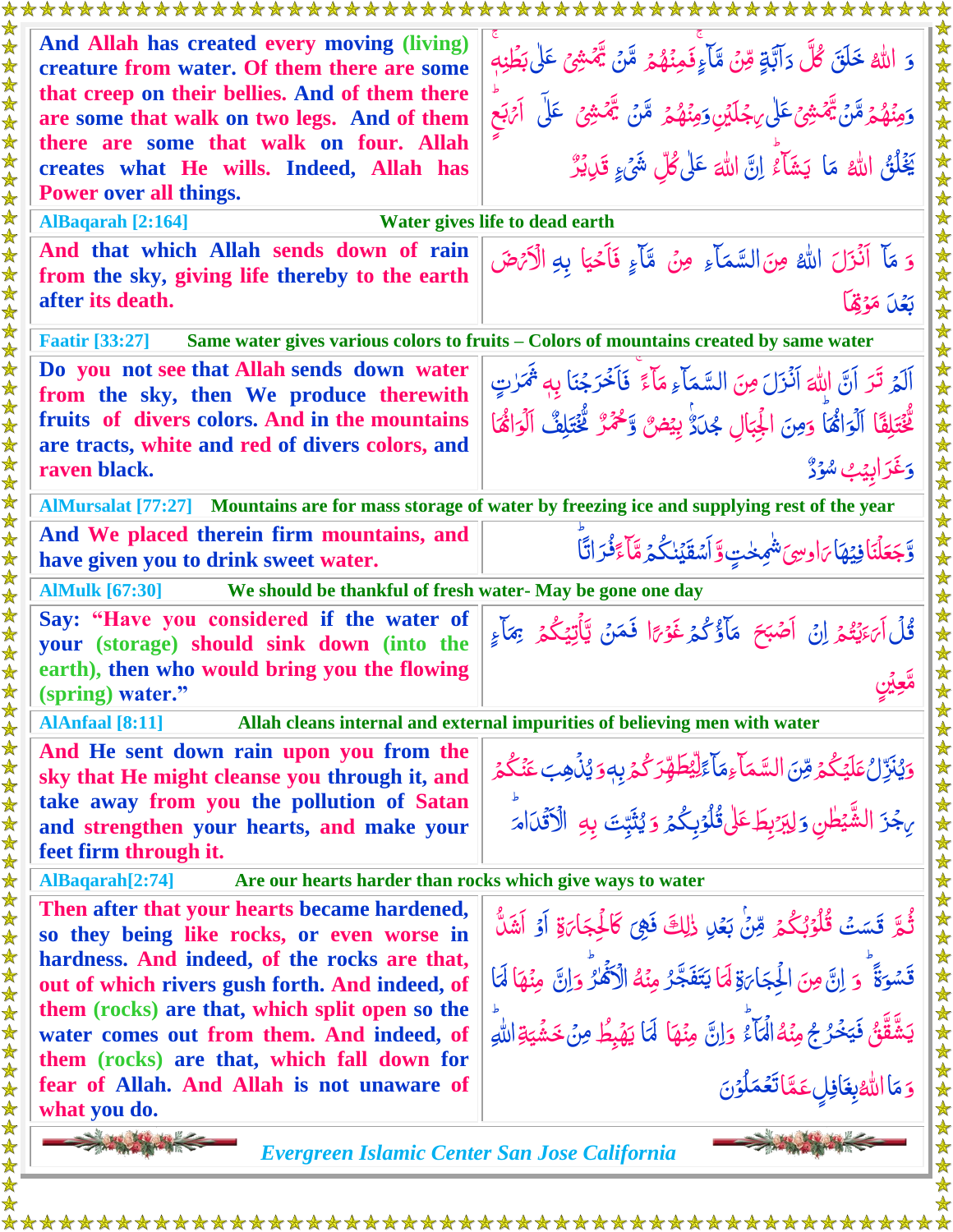| | |
|---|---|
| And Allah has created every moving (living) creature from water. Of them there are some that creep on their bellies. And of them there are some that walk on two legs. And of them there are some that walk on four. Allah creates what He wills. Indeed, Allah has Power over all things. | وَ اللّٰهُ خَلَقَ كُلَّ دَآبَّةٍ مِّنْ مَّآءٍ فَمِنْهُمْ مَّنْ يَّمْشِيْ عَلٰى بَطْنِهٖ وَمِنْهُمْ مَّنْ يَّمْشِيْ عَلٰى رِجْلَيْنِ وَمِنْهُمْ مَّنْ يَّمْشِيْ عَلٰٓى اَرْبَعٍ يَخْلُقُ اللّٰهُ مَا يَشَآءُ اِنَّ اللّٰهَ عَلٰى كُلِّ شَيْءٍ قَدِيْرٌ |
| **AlBaqarah [2:164]** Water gives life to dead earth | |
| And that which Allah sends down of rain from the sky, giving life thereby to the earth after its death. | وَ مَآ اَنْزَلَ اللّٰهُ مِنَ السَّمَآءِ مِنْ مَّآءٍ فَاَحْيَا بِهِ الْاَرْضَ بَعْدَ مَوْتِهَا |
| **Faatir [33:27]** Same water gives various colors to fruits – Colors of mountains created by same water | |
| Do you not see that Allah sends down water from the sky, then We produce therewith fruits of divers colors. And in the mountains are tracts, white and red of divers colors, and raven black. | اَلَمْ تَرَ اَنَّ اللّٰهَ اَنْزَلَ مِنَ السَّمَآءِ مَآءً فَاَخْرَجْنَا بِهٖ ثَمَرٰتٍ مُّخْتَلِفًا اَلْوَانُهَا وَمِنَ الْجِبَالِ جُدَدٌ بِيْضٌ وَّحُمْرٌ مُّخْتَلِفٌ اَلْوَانُهَا وَغَرَابِيْبُ سُوْدٌ |
| **AlMursalat [77:27]** Mountains are for mass storage of water by freezing ice and supplying rest of the year | |
| And We placed therein firm mountains, and have given you to drink sweet water. | وَّجَعَلْنَا فِيْهَا رَوَاسِيَ شٰمِخٰتٍ وَّاَسْقَيْنٰكُمْ مَّآءً فُرَاتًا |
| **AlMulk [67:30]** We should be thankful of fresh water- May be gone one day | |
| Say: "Have you considered if the water of your (storage) should sink down (into the earth), then who would bring you the flowing (spring) water." | قُلْ اَرَءَيْتُمْ اِنْ اَصْبَحَ مَآؤُكُمْ غَوْرًا فَمَنْ يَّاْتِيْكُمْ بِمَآءٍ مَّعِيْنٍ |
| **AlAnfaal [8:11]** Allah cleans internal and external impurities of believing men with water | |
| And He sent down rain upon you from the sky that He might cleanse you through it, and take away from you the pollution of Satan and strengthen your hearts, and make your feet firm through it. | وَيُنَزِّلُ عَلَيْكُمْ مِّنَ السَّمَآءِ مَآءً لِّيُطَهِّرَكُمْ بِهٖ وَيُذْهِبَ عَنْكُمْ رِجْزَ الشَّيْطٰنِ وَلِيَرْبِطَ عَلٰى قُلُوْبِكُمْ وَيُثَبِّتَ بِهِ الْاَقْدَامَ |
| **AlBaqarah[2:74]** Are our hearts harder than rocks which give ways to water | |
| Then after that your hearts became hardened, so they being like rocks, or even worse in hardness. And indeed, of the rocks are that, out of which rivers gush forth. And indeed, of them (rocks) are that, which split open so the water comes out from them. And indeed, of them (rocks) are that, which fall down for fear of Allah. And Allah is not unaware of what you do. | ثُمَّ قَسَتْ قُلُوْبُكُمْ مِّنْ بَعْدِ ذٰلِكَ فَهِيَ كَالْحِجَارَةِ اَوْ اَشَدُّ قَسْوَةً وَ اِنَّ مِنَ الْحِجَارَةِ لَمَا يَتَفَجَّرُ مِنْهُ الْاَنْهٰرُ وَاِنَّ مِنْهَا لَمَا يَشَّقَّقُ فَيَخْرُجُ مِنْهُ الْمَآءُ وَاِنَّ مِنْهَا لَمَا يَهْبِطُ مِنْ خَشْيَةِ اللّٰهِ وَ مَا اللّٰهُ بِغَافِلٍ عَمَّا تَعْمَلُوْنَ |

*Evergreen Islamic Center San Jose California*